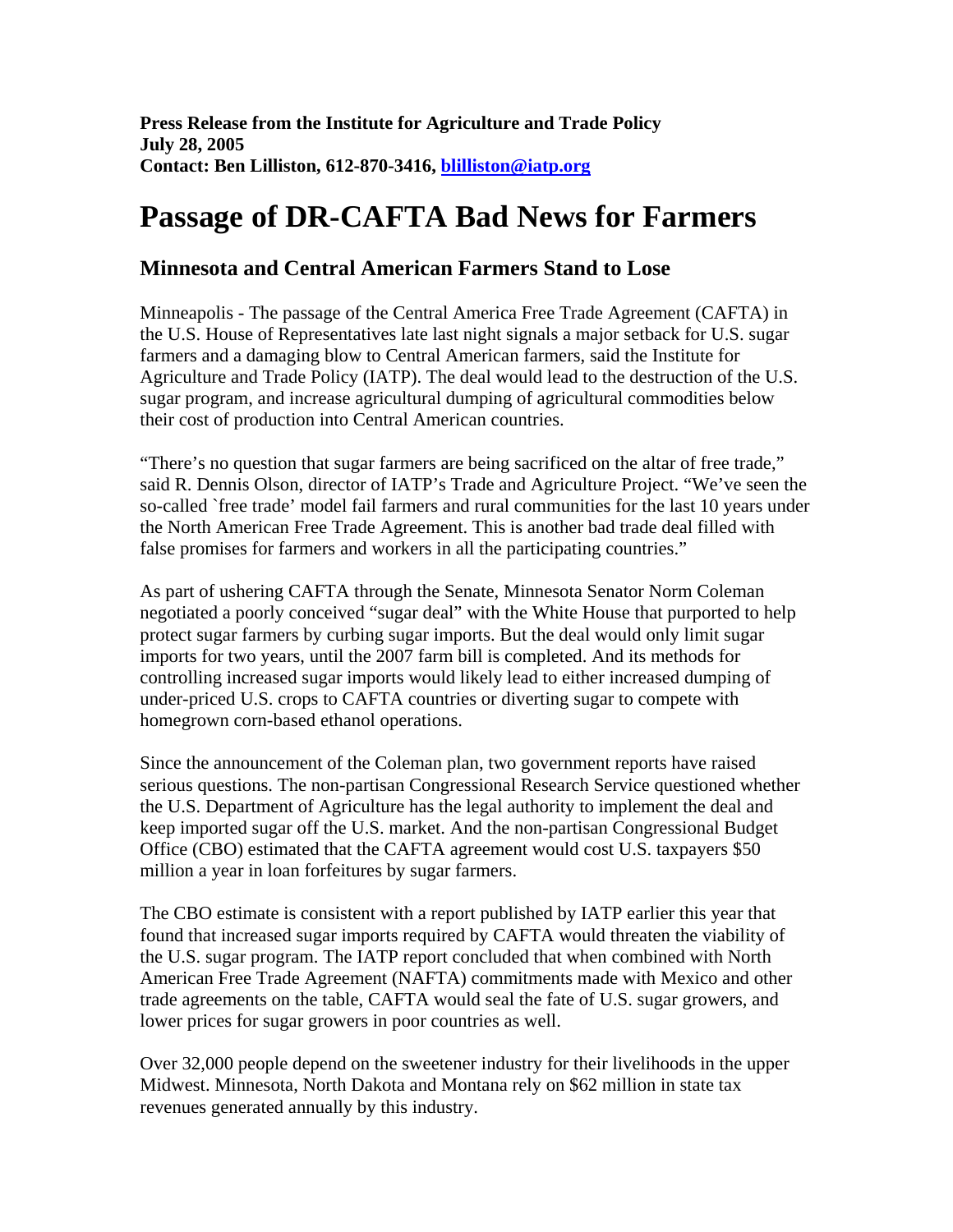**Press Release from the Institute for Agriculture and Trade Policy**
**July 28, 2005**
**Contact: Ben Lilliston, 612-870-3416, blilliston@iatp.org**

# Passage of DR-CAFTA Bad News for Farmers

## Minnesota and Central American Farmers Stand to Lose

Minneapolis - The passage of the Central America Free Trade Agreement (CAFTA) in the U.S. House of Representatives late last night signals a major setback for U.S. sugar farmers and a damaging blow to Central American farmers, said the Institute for Agriculture and Trade Policy (IATP). The deal would lead to the destruction of the U.S. sugar program, and increase agricultural dumping of agricultural commodities below their cost of production into Central American countries.

"There's no question that sugar farmers are being sacrificed on the altar of free trade," said R. Dennis Olson, director of IATP's Trade and Agriculture Project. "We've seen the so-called `free trade' model fail farmers and rural communities for the last 10 years under the North American Free Trade Agreement. This is another bad trade deal filled with false promises for farmers and workers in all the participating countries."

As part of ushering CAFTA through the Senate, Minnesota Senator Norm Coleman negotiated a poorly conceived "sugar deal" with the White House that purported to help protect sugar farmers by curbing sugar imports. But the deal would only limit sugar imports for two years, until the 2007 farm bill is completed. And its methods for controlling increased sugar imports would likely lead to either increased dumping of under-priced U.S. crops to CAFTA countries or diverting sugar to compete with homegrown corn-based ethanol operations.

Since the announcement of the Coleman plan, two government reports have raised serious questions. The non-partisan Congressional Research Service questioned whether the U.S. Department of Agriculture has the legal authority to implement the deal and keep imported sugar off the U.S. market. And the non-partisan Congressional Budget Office (CBO) estimated that the CAFTA agreement would cost U.S. taxpayers $50 million a year in loan forfeitures by sugar farmers.

The CBO estimate is consistent with a report published by IATP earlier this year that found that increased sugar imports required by CAFTA would threaten the viability of the U.S. sugar program. The IATP report concluded that when combined with North American Free Trade Agreement (NAFTA) commitments made with Mexico and other trade agreements on the table, CAFTA would seal the fate of U.S. sugar growers, and lower prices for sugar growers in poor countries as well.

Over 32,000 people depend on the sweetener industry for their livelihoods in the upper Midwest. Minnesota, North Dakota and Montana rely on $62 million in state tax revenues generated annually by this industry.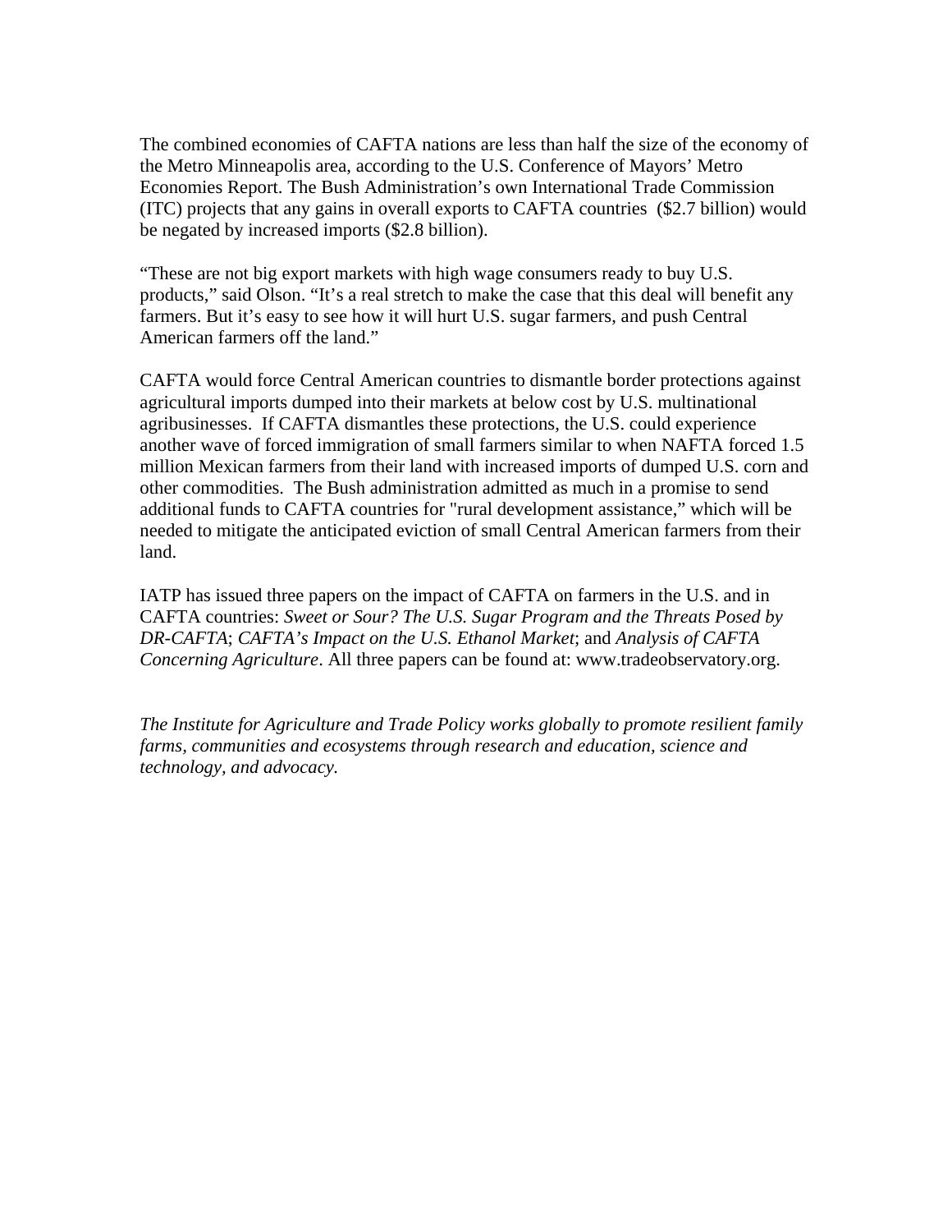The combined economies of CAFTA nations are less than half the size of the economy of the Metro Minneapolis area, according to the U.S. Conference of Mayors' Metro Economies Report. The Bush Administration's own International Trade Commission (ITC) projects that any gains in overall exports to CAFTA countries ($2.7 billion) would be negated by increased imports ($2.8 billion).

"These are not big export markets with high wage consumers ready to buy U.S. products," said Olson. "It's a real stretch to make the case that this deal will benefit any farmers. But it's easy to see how it will hurt U.S. sugar farmers, and push Central American farmers off the land."

CAFTA would force Central American countries to dismantle border protections against agricultural imports dumped into their markets at below cost by U.S. multinational agribusinesses. If CAFTA dismantles these protections, the U.S. could experience another wave of forced immigration of small farmers similar to when NAFTA forced 1.5 million Mexican farmers from their land with increased imports of dumped U.S. corn and other commodities. The Bush administration admitted as much in a promise to send additional funds to CAFTA countries for "rural development assistance," which will be needed to mitigate the anticipated eviction of small Central American farmers from their land.

IATP has issued three papers on the impact of CAFTA on farmers in the U.S. and in CAFTA countries: *Sweet or Sour? The U.S. Sugar Program and the Threats Posed by DR-CAFTA*; *CAFTA's Impact on the U.S. Ethanol Market*; and *Analysis of CAFTA Concerning Agriculture*. All three papers can be found at: www.tradeobservatory.org.

*The Institute for Agriculture and Trade Policy works globally to promote resilient family farms, communities and ecosystems through research and education, science and technology, and advocacy.*